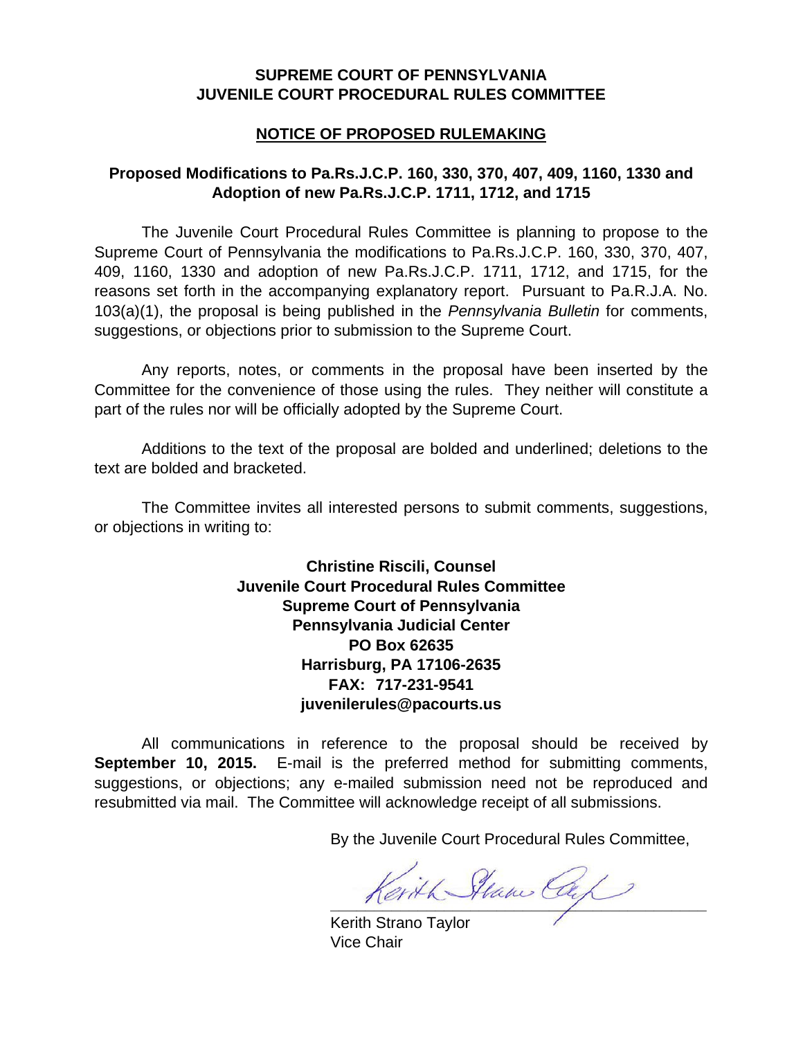**SUPREME COURT OF PENNSYLVANIA**
**JUVENILE COURT PROCEDURAL RULES COMMITTEE**

**NOTICE OF PROPOSED RULEMAKING**

**Proposed Modifications to Pa.Rs.J.C.P. 160, 330, 370, 407, 409, 1160, 1330 and Adoption of new Pa.Rs.J.C.P. 1711, 1712, and 1715**

The Juvenile Court Procedural Rules Committee is planning to propose to the Supreme Court of Pennsylvania the modifications to Pa.Rs.J.C.P. 160, 330, 370, 407, 409, 1160, 1330 and adoption of new Pa.Rs.J.C.P. 1711, 1712, and 1715, for the reasons set forth in the accompanying explanatory report. Pursuant to Pa.R.J.A. No. 103(a)(1), the proposal is being published in the *Pennsylvania Bulletin* for comments, suggestions, or objections prior to submission to the Supreme Court.

Any reports, notes, or comments in the proposal have been inserted by the Committee for the convenience of those using the rules. They neither will constitute a part of the rules nor will be officially adopted by the Supreme Court.

Additions to the text of the proposal are bolded and underlined; deletions to the text are bolded and bracketed.

The Committee invites all interested persons to submit comments, suggestions, or objections in writing to:

**Christine Riscili, Counsel**
**Juvenile Court Procedural Rules Committee**
**Supreme Court of Pennsylvania**
**Pennsylvania Judicial Center**
**PO Box 62635**
**Harrisburg, PA 17106-2635**
**FAX: 717-231-9541**
**juvenilerules@pacourts.us**

All communications in reference to the proposal should be received by **September 10, 2015.** E-mail is the preferred method for submitting comments, suggestions, or objections; any e-mailed submission need not be reproduced and resubmitted via mail. The Committee will acknowledge receipt of all submissions.

By the Juvenile Court Procedural Rules Committee,

Kerith Strano Taylor
Vice Chair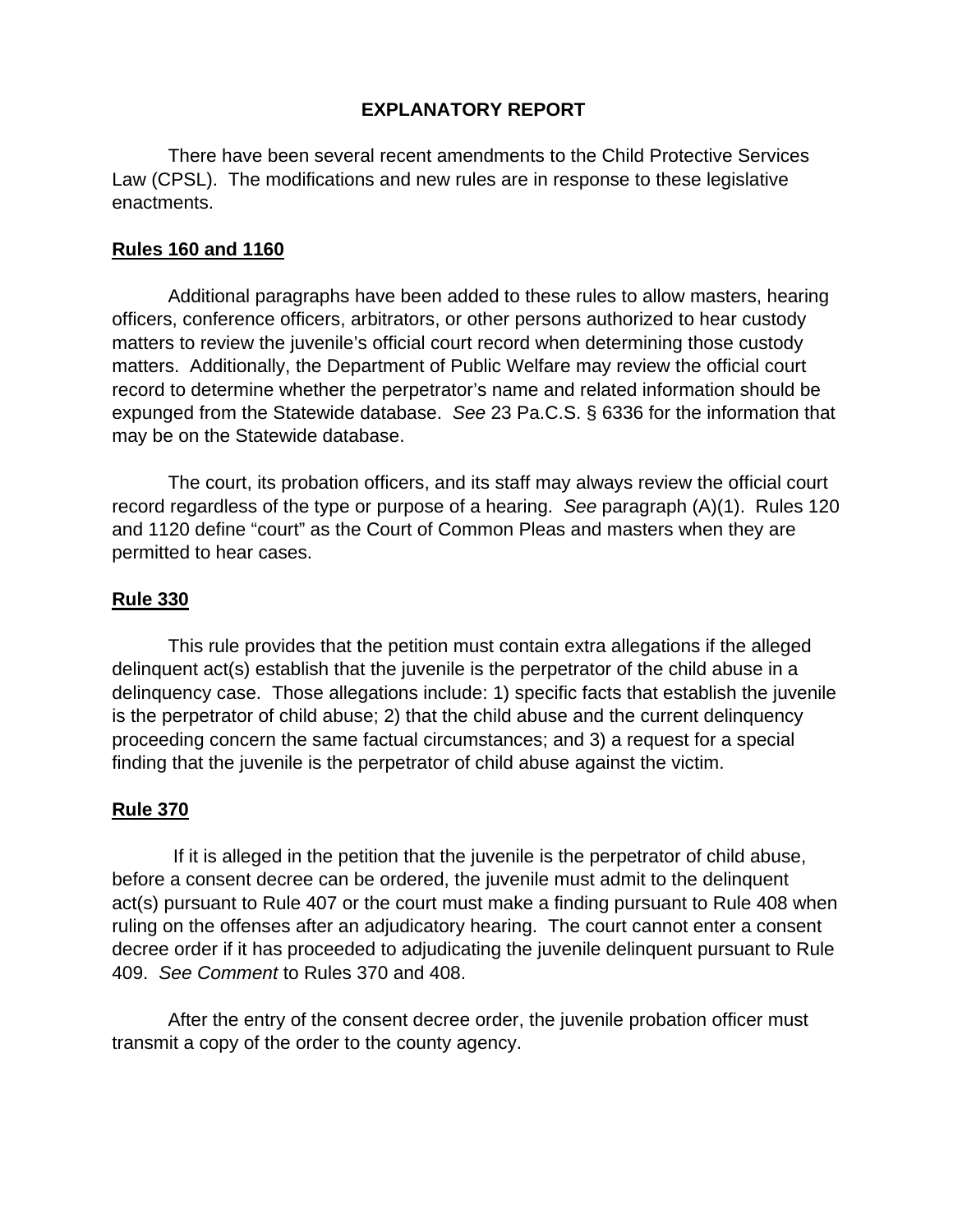# EXPLANATORY REPORT

There have been several recent amendments to the Child Protective Services Law (CPSL). The modifications and new rules are in response to these legislative enactments.

## Rules 160 and 1160

Additional paragraphs have been added to these rules to allow masters, hearing officers, conference officers, arbitrators, or other persons authorized to hear custody matters to review the juvenile's official court record when determining those custody matters. Additionally, the Department of Public Welfare may review the official court record to determine whether the perpetrator's name and related information should be expunged from the Statewide database. *See* 23 Pa.C.S. § 6336 for the information that may be on the Statewide database.

The court, its probation officers, and its staff may always review the official court record regardless of the type or purpose of a hearing. *See* paragraph (A)(1). Rules 120 and 1120 define "court" as the Court of Common Pleas and masters when they are permitted to hear cases.

## Rule 330

This rule provides that the petition must contain extra allegations if the alleged delinquent act(s) establish that the juvenile is the perpetrator of the child abuse in a delinquency case. Those allegations include: 1) specific facts that establish the juvenile is the perpetrator of child abuse; 2) that the child abuse and the current delinquency proceeding concern the same factual circumstances; and 3) a request for a special finding that the juvenile is the perpetrator of child abuse against the victim.

## Rule 370

If it is alleged in the petition that the juvenile is the perpetrator of child abuse, before a consent decree can be ordered, the juvenile must admit to the delinquent act(s) pursuant to Rule 407 or the court must make a finding pursuant to Rule 408 when ruling on the offenses after an adjudicatory hearing. The court cannot enter a consent decree order if it has proceeded to adjudicating the juvenile delinquent pursuant to Rule 409. *See Comment* to Rules 370 and 408.

After the entry of the consent decree order, the juvenile probation officer must transmit a copy of the order to the county agency.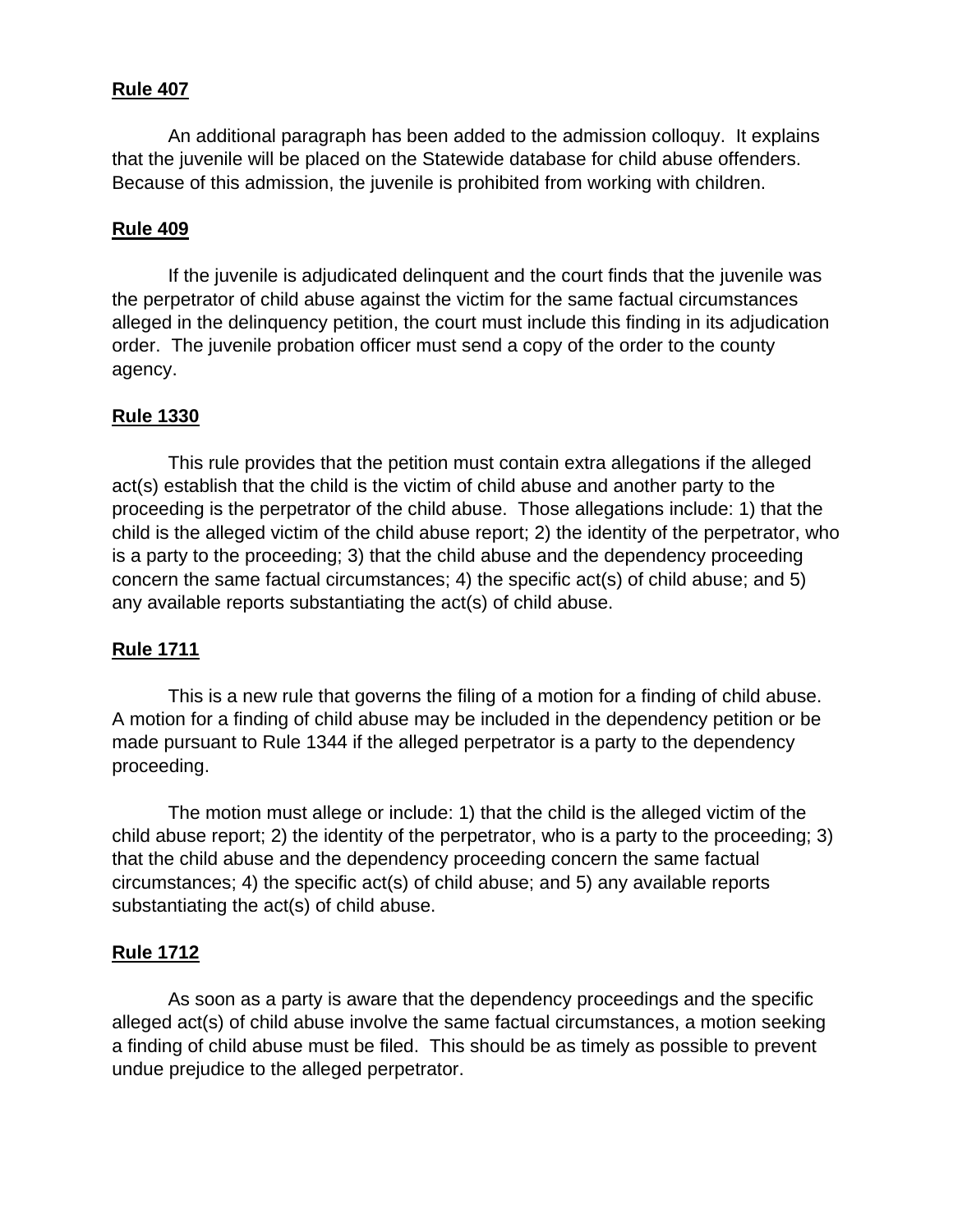**Rule 407**

An additional paragraph has been added to the admission colloquy. It explains that the juvenile will be placed on the Statewide database for child abuse offenders. Because of this admission, the juvenile is prohibited from working with children.

**Rule 409**

If the juvenile is adjudicated delinquent and the court finds that the juvenile was the perpetrator of child abuse against the victim for the same factual circumstances alleged in the delinquency petition, the court must include this finding in its adjudication order. The juvenile probation officer must send a copy of the order to the county agency.

**Rule 1330**

This rule provides that the petition must contain extra allegations if the alleged act(s) establish that the child is the victim of child abuse and another party to the proceeding is the perpetrator of the child abuse. Those allegations include: 1) that the child is the alleged victim of the child abuse report; 2) the identity of the perpetrator, who is a party to the proceeding; 3) that the child abuse and the dependency proceeding concern the same factual circumstances; 4) the specific act(s) of child abuse; and 5) any available reports substantiating the act(s) of child abuse.

**Rule 1711**

This is a new rule that governs the filing of a motion for a finding of child abuse. A motion for a finding of child abuse may be included in the dependency petition or be made pursuant to Rule 1344 if the alleged perpetrator is a party to the dependency proceeding.

The motion must allege or include: 1) that the child is the alleged victim of the child abuse report; 2) the identity of the perpetrator, who is a party to the proceeding; 3) that the child abuse and the dependency proceeding concern the same factual circumstances; 4) the specific act(s) of child abuse; and 5) any available reports substantiating the act(s) of child abuse.

**Rule 1712**

As soon as a party is aware that the dependency proceedings and the specific alleged act(s) of child abuse involve the same factual circumstances, a motion seeking a finding of child abuse must be filed. This should be as timely as possible to prevent undue prejudice to the alleged perpetrator.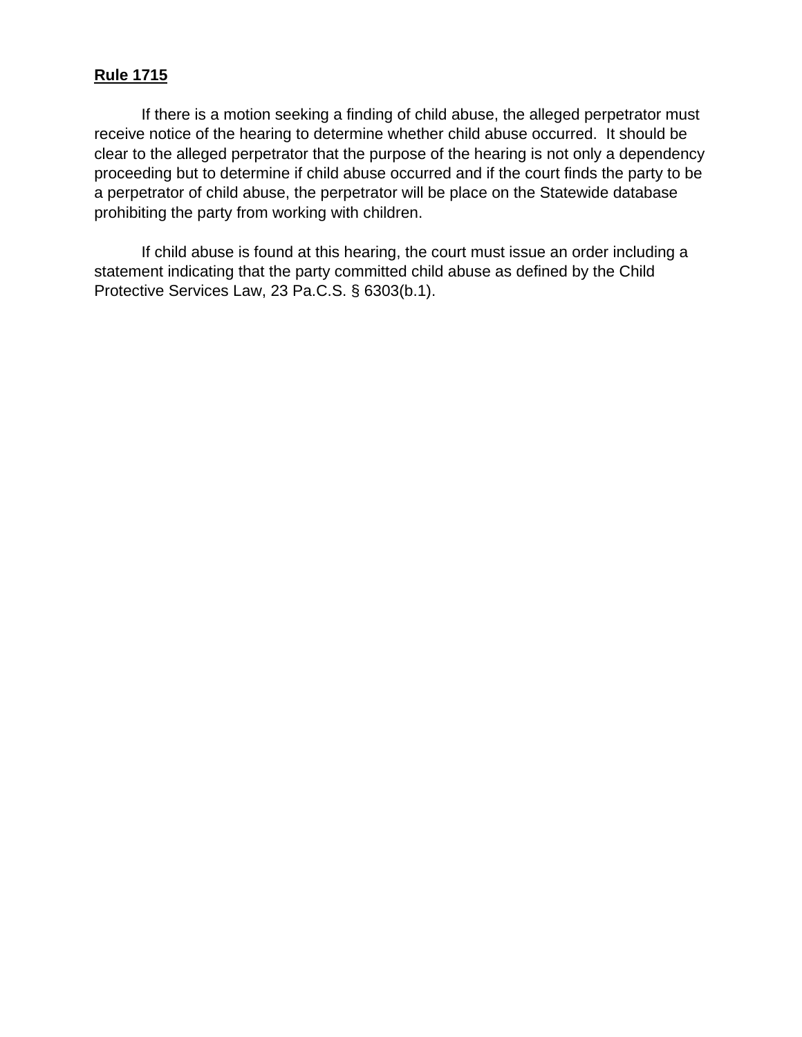**Rule 1715**

If there is a motion seeking a finding of child abuse, the alleged perpetrator must receive notice of the hearing to determine whether child abuse occurred. It should be clear to the alleged perpetrator that the purpose of the hearing is not only a dependency proceeding but to determine if child abuse occurred and if the court finds the party to be a perpetrator of child abuse, the perpetrator will be place on the Statewide database prohibiting the party from working with children.

If child abuse is found at this hearing, the court must issue an order including a statement indicating that the party committed child abuse as defined by the Child Protective Services Law, 23 Pa.C.S. § 6303(b.1).